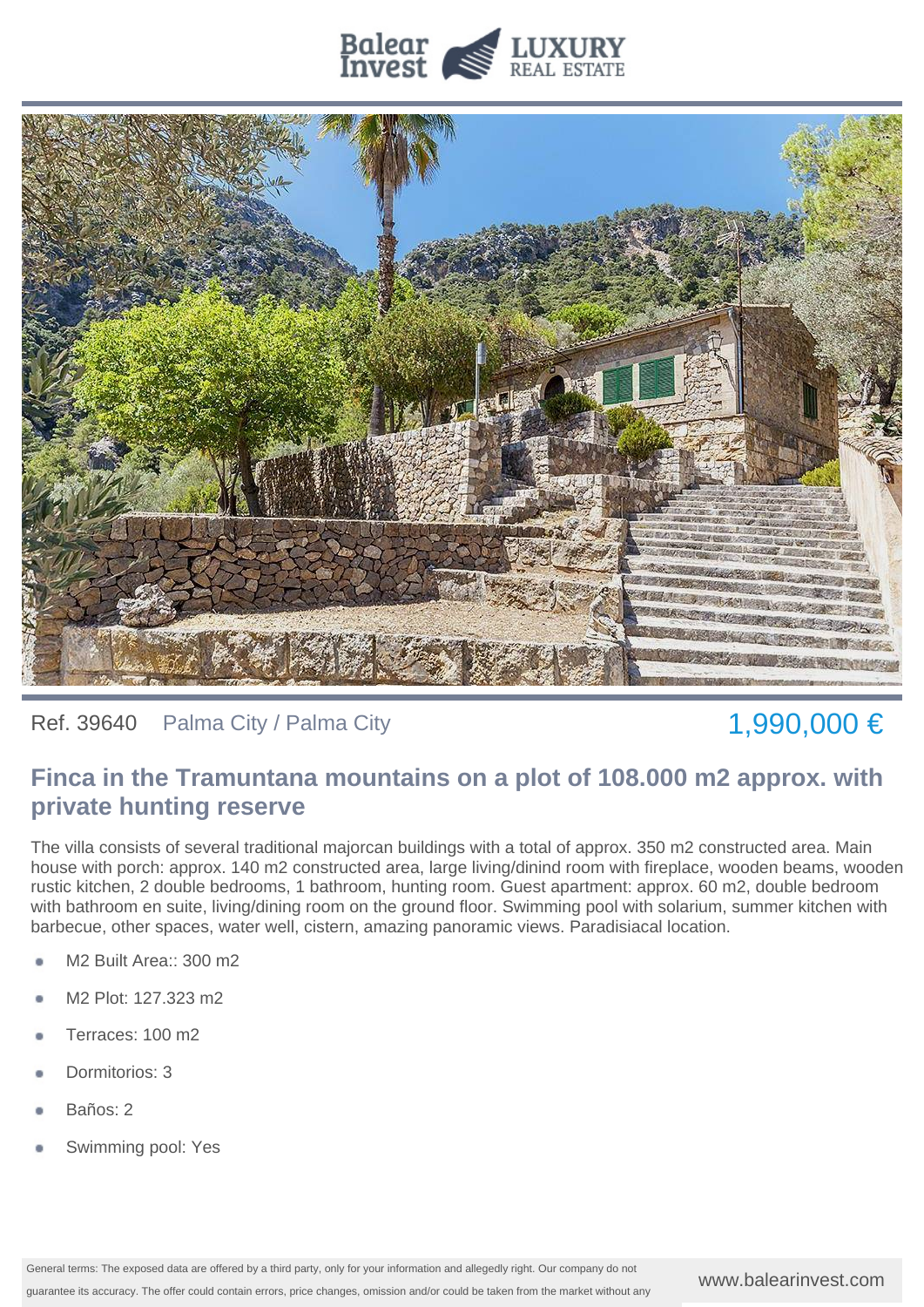Ref. 39640 Palma City / Palma City

1,990,000 €

## Finca in the Tramuntana mountains on a plot of 108.000 m2 approx. with private hunting reserve

The villa consists of several traditional majorcan buildings with a total of approx. 350 m2 constructed area. Main house with porch: approx. 140 m2 constructed area, large living/dinind room with fireplace, wooden beams, wooden rustic kitchen, 2 double bedrooms, 1 bathroom, hunting room. Guest apartment: approx. 60 m2, double bedroom with bathroom en suite, living/dining room on the ground floor. Swimming pool with solarium, summer kitchen with barbecue, other spaces, water well, cistern, amazing panoramic views. Paradisiacal location.

- M2 Built Area:: 300 m2
- M2 Plot: 127.323 m2
- Terraces: 100 m2
- Dormitorios: 3
- Baños: 2
- Swimming pool: Yes

General terms: The exposed data are offered by a third party, only for your information and allegedly right. Our company do not guarantee its accuracy. The offer could contain errors, price changes, omission and/or could be taken from the market without any

www.balearinvest.com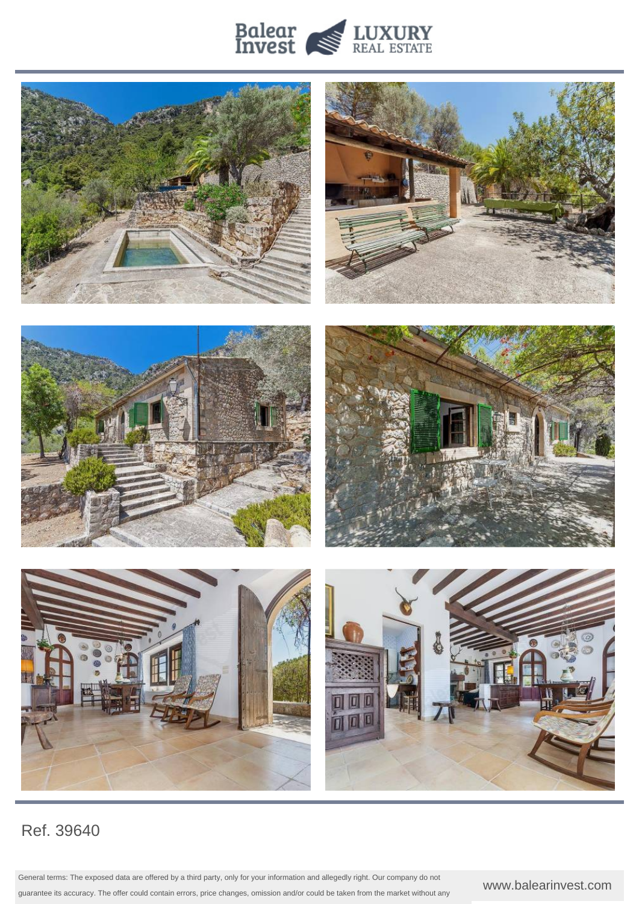Ref. 39640

General terms: The exposed data are offered by a third party, only for your information and allegedly right. Our company do not guarantee its accuracy. The offer could contain errors, price changes, omission and/or could be taken from the market without any

www.balearinvest.com